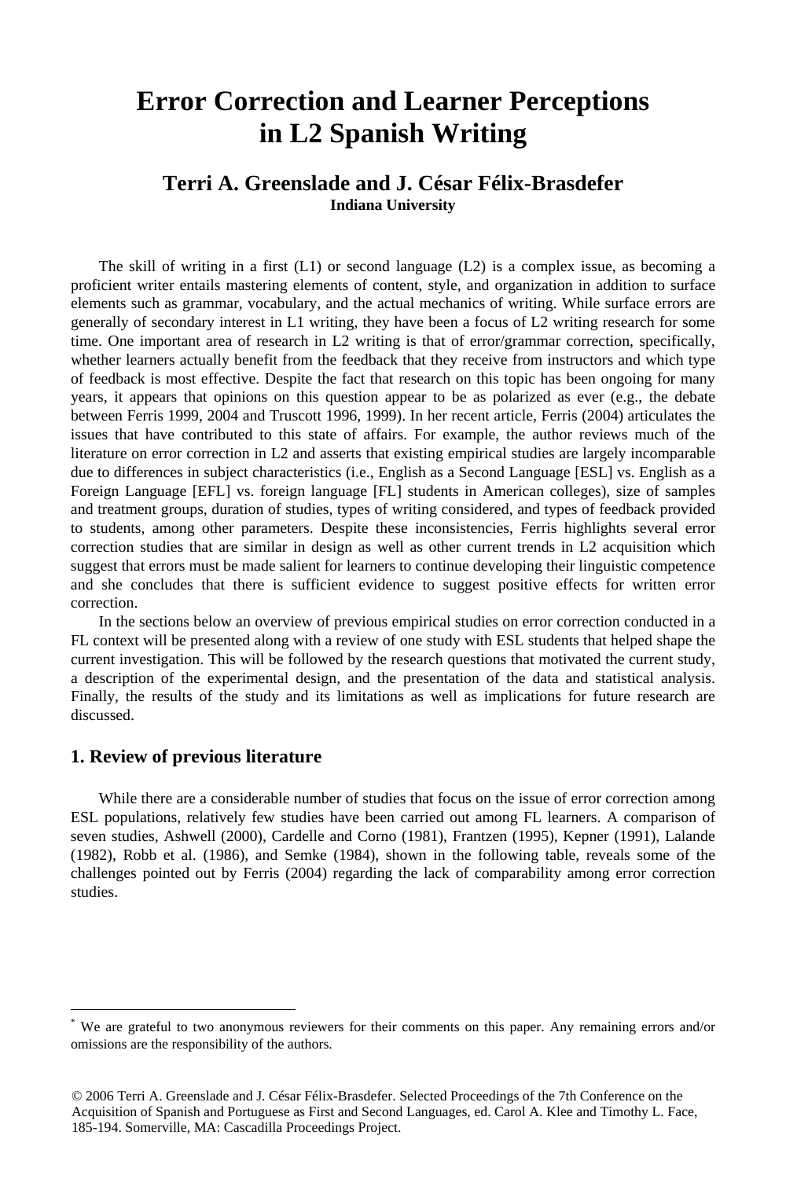# Error Correction and Learner Perceptions in L2 Spanish Writing

## Terri A. Greenslade and J. César Félix-Brasdefer

**Indiana University**

The skill of writing in a first (L1) or second language (L2) is a complex issue, as becoming a proficient writer entails mastering elements of content, style, and organization in addition to surface elements such as grammar, vocabulary, and the actual mechanics of writing. While surface errors are generally of secondary interest in L1 writing, they have been a focus of L2 writing research for some time. One important area of research in L2 writing is that of error/grammar correction, specifically, whether learners actually benefit from the feedback that they receive from instructors and which type of feedback is most effective. Despite the fact that research on this topic has been ongoing for many years, it appears that opinions on this question appear to be as polarized as ever (e.g., the debate between Ferris 1999, 2004 and Truscott 1996, 1999). In her recent article, Ferris (2004) articulates the issues that have contributed to this state of affairs. For example, the author reviews much of the literature on error correction in L2 and asserts that existing empirical studies are largely incomparable due to differences in subject characteristics (i.e., English as a Second Language [ESL] vs. English as a Foreign Language [EFL] vs. foreign language [FL] students in American colleges), size of samples and treatment groups, duration of studies, types of writing considered, and types of feedback provided to students, among other parameters. Despite these inconsistencies, Ferris highlights several error correction studies that are similar in design as well as other current trends in L2 acquisition which suggest that errors must be made salient for learners to continue developing their linguistic competence and she concludes that there is sufficient evidence to suggest positive effects for written error correction.

In the sections below an overview of previous empirical studies on error correction conducted in a FL context will be presented along with a review of one study with ESL students that helped shape the current investigation. This will be followed by the research questions that motivated the current study, a description of the experimental design, and the presentation of the data and statistical analysis. Finally, the results of the study and its limitations as well as implications for future research are discussed.

## 1. Review of previous literature

While there are a considerable number of studies that focus on the issue of error correction among ESL populations, relatively few studies have been carried out among FL learners. A comparison of seven studies, Ashwell (2000), Cardelle and Corno (1981), Frantzen (1995), Kepner (1991), Lalande (1982), Robb et al. (1986), and Semke (1984), shown in the following table, reveals some of the challenges pointed out by Ferris (2004) regarding the lack of comparability among error correction studies.

---

* We are grateful to two anonymous reviewers for their comments on this paper. Any remaining errors and/or omissions are the responsibility of the authors.

© 2006 Terri A. Greenslade and J. César Félix-Brasdefer. Selected Proceedings of the 7th Conference on the Acquisition of Spanish and Portuguese as First and Second Languages, ed. Carol A. Klee and Timothy L. Face, 185-194. Somerville, MA: Cascadilla Proceedings Project.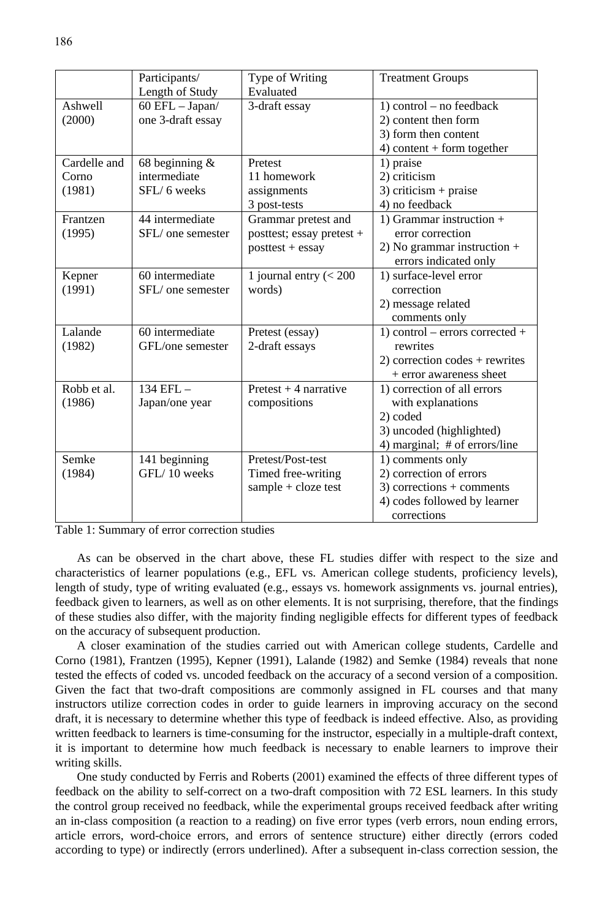| | Participants/ Length of Study | Type of Writing Evaluated | Treatment Groups |
|---|---|---|---|
| Ashwell (2000) | 60 EFL – Japan/ one 3-draft essay | 3-draft essay | 1) control – no feedback<br>2) content then form<br>3) form then content<br>4) content + form together |
| Cardelle and Corno (1981) | 68 beginning & intermediate SFL/ 6 weeks | Pretest<br>11 homework assignments<br>3 post-tests | 1) praise<br>2) criticism<br>3) criticism + praise<br>4) no feedback |
| Frantzen (1995) | 44 intermediate SFL/ one semester | Grammar pretest and posttest; essay pretest + posttest + essay | 1) Grammar instruction + error correction<br>2) No grammar instruction + errors indicated only |
| Kepner (1991) | 60 intermediate SFL/ one semester | 1 journal entry (< 200 words) | 1) surface-level error correction<br>2) message related comments only |
| Lalande (1982) | 60 intermediate GFL/one semester | Pretest (essay)<br>2-draft essays | 1) control – errors corrected + rewrites<br>2) correction codes + rewrites + error awareness sheet |
| Robb et al. (1986) | 134 EFL – Japan/one year | Pretest + 4 narrative compositions | 1) correction of all errors with explanations<br>2) coded<br>3) uncoded (highlighted)<br>4) marginal; # of errors/line |
| Semke (1984) | 141 beginning GFL/ 10 weeks | Pretest/Post-test<br>Timed free-writing sample + cloze test | 1) comments only<br>2) correction of errors<br>3) corrections + comments<br>4) codes followed by learner corrections |

Table 1: Summary of error correction studies

As can be observed in the chart above, these FL studies differ with respect to the size and characteristics of learner populations (e.g., EFL vs. American college students, proficiency levels), length of study, type of writing evaluated (e.g., essays vs. homework assignments vs. journal entries), feedback given to learners, as well as on other elements. It is not surprising, therefore, that the findings of these studies also differ, with the majority finding negligible effects for different types of feedback on the accuracy of subsequent production.

A closer examination of the studies carried out with American college students, Cardelle and Corno (1981), Frantzen (1995), Kepner (1991), Lalande (1982) and Semke (1984) reveals that none tested the effects of coded vs. uncoded feedback on the accuracy of a second version of a composition. Given the fact that two-draft compositions are commonly assigned in FL courses and that many instructors utilize correction codes in order to guide learners in improving accuracy on the second draft, it is necessary to determine whether this type of feedback is indeed effective. Also, as providing written feedback to learners is time-consuming for the instructor, especially in a multiple-draft context, it is important to determine how much feedback is necessary to enable learners to improve their writing skills.

One study conducted by Ferris and Roberts (2001) examined the effects of three different types of feedback on the ability to self-correct on a two-draft composition with 72 ESL learners. In this study the control group received no feedback, while the experimental groups received feedback after writing an in-class composition (a reaction to a reading) on five error types (verb errors, noun ending errors, article errors, word-choice errors, and errors of sentence structure) either directly (errors coded according to type) or indirectly (errors underlined). After a subsequent in-class correction session, the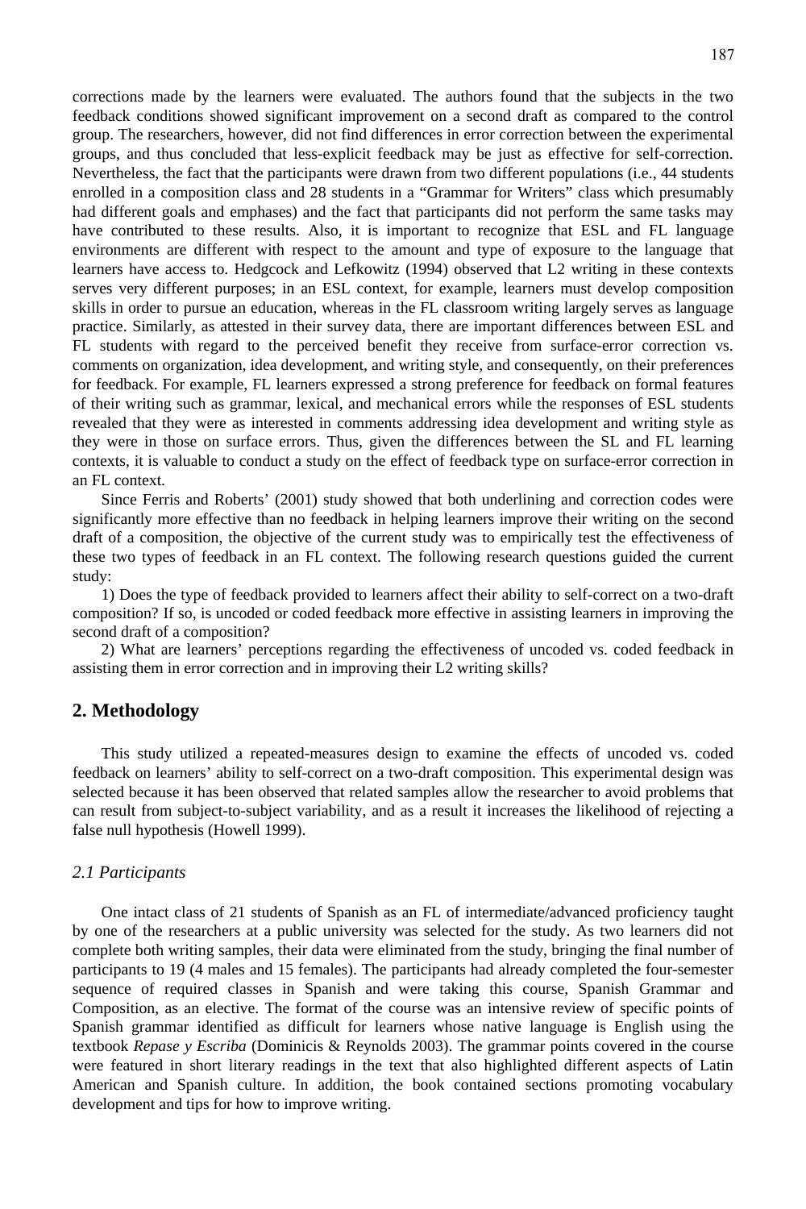corrections made by the learners were evaluated. The authors found that the subjects in the two feedback conditions showed significant improvement on a second draft as compared to the control group. The researchers, however, did not find differences in error correction between the experimental groups, and thus concluded that less-explicit feedback may be just as effective for self-correction. Nevertheless, the fact that the participants were drawn from two different populations (i.e., 44 students enrolled in a composition class and 28 students in a "Grammar for Writers" class which presumably had different goals and emphases) and the fact that participants did not perform the same tasks may have contributed to these results. Also, it is important to recognize that ESL and FL language environments are different with respect to the amount and type of exposure to the language that learners have access to. Hedgcock and Lefkowitz (1994) observed that L2 writing in these contexts serves very different purposes; in an ESL context, for example, learners must develop composition skills in order to pursue an education, whereas in the FL classroom writing largely serves as language practice. Similarly, as attested in their survey data, there are important differences between ESL and FL students with regard to the perceived benefit they receive from surface-error correction vs. comments on organization, idea development, and writing style, and consequently, on their preferences for feedback. For example, FL learners expressed a strong preference for feedback on formal features of their writing such as grammar, lexical, and mechanical errors while the responses of ESL students revealed that they were as interested in comments addressing idea development and writing style as they were in those on surface errors. Thus, given the differences between the SL and FL learning contexts, it is valuable to conduct a study on the effect of feedback type on surface-error correction in an FL context.

Since Ferris and Roberts' (2001) study showed that both underlining and correction codes were significantly more effective than no feedback in helping learners improve their writing on the second draft of a composition, the objective of the current study was to empirically test the effectiveness of these two types of feedback in an FL context. The following research questions guided the current study:

1) Does the type of feedback provided to learners affect their ability to self-correct on a two-draft composition? If so, is uncoded or coded feedback more effective in assisting learners in improving the second draft of a composition?

2) What are learners' perceptions regarding the effectiveness of uncoded vs. coded feedback in assisting them in error correction and in improving their L2 writing skills?

## 2. Methodology

This study utilized a repeated-measures design to examine the effects of uncoded vs. coded feedback on learners' ability to self-correct on a two-draft composition. This experimental design was selected because it has been observed that related samples allow the researcher to avoid problems that can result from subject-to-subject variability, and as a result it increases the likelihood of rejecting a false null hypothesis (Howell 1999).

### *2.1 Participants*

One intact class of 21 students of Spanish as an FL of intermediate/advanced proficiency taught by one of the researchers at a public university was selected for the study. As two learners did not complete both writing samples, their data were eliminated from the study, bringing the final number of participants to 19 (4 males and 15 females). The participants had already completed the four-semester sequence of required classes in Spanish and were taking this course, Spanish Grammar and Composition, as an elective. The format of the course was an intensive review of specific points of Spanish grammar identified as difficult for learners whose native language is English using the textbook *Repase y Escriba* (Dominicis & Reynolds 2003). The grammar points covered in the course were featured in short literary readings in the text that also highlighted different aspects of Latin American and Spanish culture. In addition, the book contained sections promoting vocabulary development and tips for how to improve writing.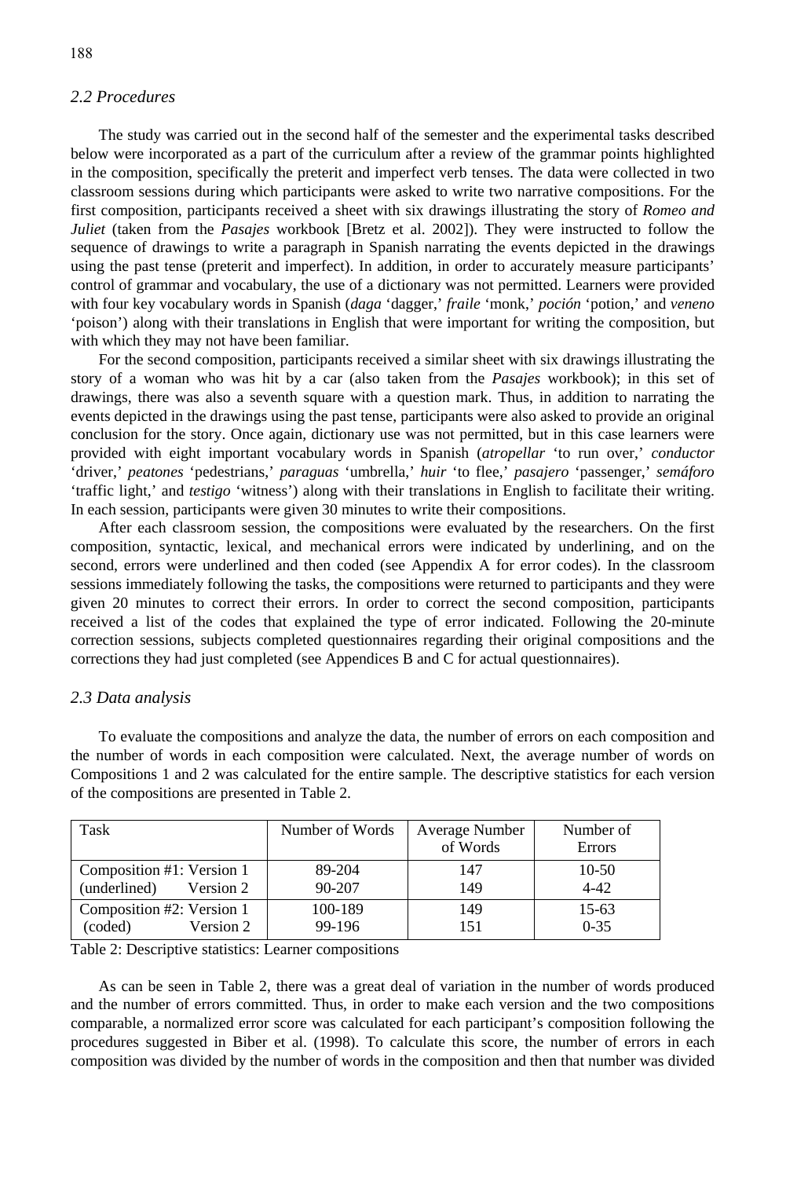### 2.2 Procedures

The study was carried out in the second half of the semester and the experimental tasks described below were incorporated as a part of the curriculum after a review of the grammar points highlighted in the composition, specifically the preterit and imperfect verb tenses. The data were collected in two classroom sessions during which participants were asked to write two narrative compositions. For the first composition, participants received a sheet with six drawings illustrating the story of *Romeo and Juliet* (taken from the *Pasajes* workbook [Bretz et al. 2002]). They were instructed to follow the sequence of drawings to write a paragraph in Spanish narrating the events depicted in the drawings using the past tense (preterit and imperfect). In addition, in order to accurately measure participants' control of grammar and vocabulary, the use of a dictionary was not permitted. Learners were provided with four key vocabulary words in Spanish (*daga* 'dagger,' *fraile* 'monk,' *poción* 'potion,' and *veneno* 'poison') along with their translations in English that were important for writing the composition, but with which they may not have been familiar.

For the second composition, participants received a similar sheet with six drawings illustrating the story of a woman who was hit by a car (also taken from the *Pasajes* workbook); in this set of drawings, there was also a seventh square with a question mark. Thus, in addition to narrating the events depicted in the drawings using the past tense, participants were also asked to provide an original conclusion for the story. Once again, dictionary use was not permitted, but in this case learners were provided with eight important vocabulary words in Spanish (*atropellar* 'to run over,' *conductor* 'driver,' *peatones* 'pedestrians,' *paraguas* 'umbrella,' *huir* 'to flee,' *pasajero* 'passenger,' *semáforo* 'traffic light,' and *testigo* 'witness') along with their translations in English to facilitate their writing. In each session, participants were given 30 minutes to write their compositions.

After each classroom session, the compositions were evaluated by the researchers. On the first composition, syntactic, lexical, and mechanical errors were indicated by underlining, and on the second, errors were underlined and then coded (see Appendix A for error codes). In the classroom sessions immediately following the tasks, the compositions were returned to participants and they were given 20 minutes to correct their errors. In order to correct the second composition, participants received a list of the codes that explained the type of error indicated. Following the 20-minute correction sessions, subjects completed questionnaires regarding their original compositions and the corrections they had just completed (see Appendices B and C for actual questionnaires).

### 2.3 Data analysis

To evaluate the compositions and analyze the data, the number of errors on each composition and the number of words in each composition were calculated. Next, the average number of words on Compositions 1 and 2 was calculated for the entire sample. The descriptive statistics for each version of the compositions are presented in Table 2.

| Task | Number of Words | Average Number of Words | Number of Errors |
|---|---|---|---|
| Composition #1: Version 1 | 89-204 | 147 | 10-50 |
| (underlined) Version 2 | 90-207 | 149 | 4-42 |
| Composition #2: Version 1 | 100-189 | 149 | 15-63 |
| (coded) Version 2 | 99-196 | 151 | 0-35 |

Table 2: Descriptive statistics: Learner compositions

As can be seen in Table 2, there was a great deal of variation in the number of words produced and the number of errors committed. Thus, in order to make each version and the two compositions comparable, a normalized error score was calculated for each participant's composition following the procedures suggested in Biber et al. (1998). To calculate this score, the number of errors in each composition was divided by the number of words in the composition and then that number was divided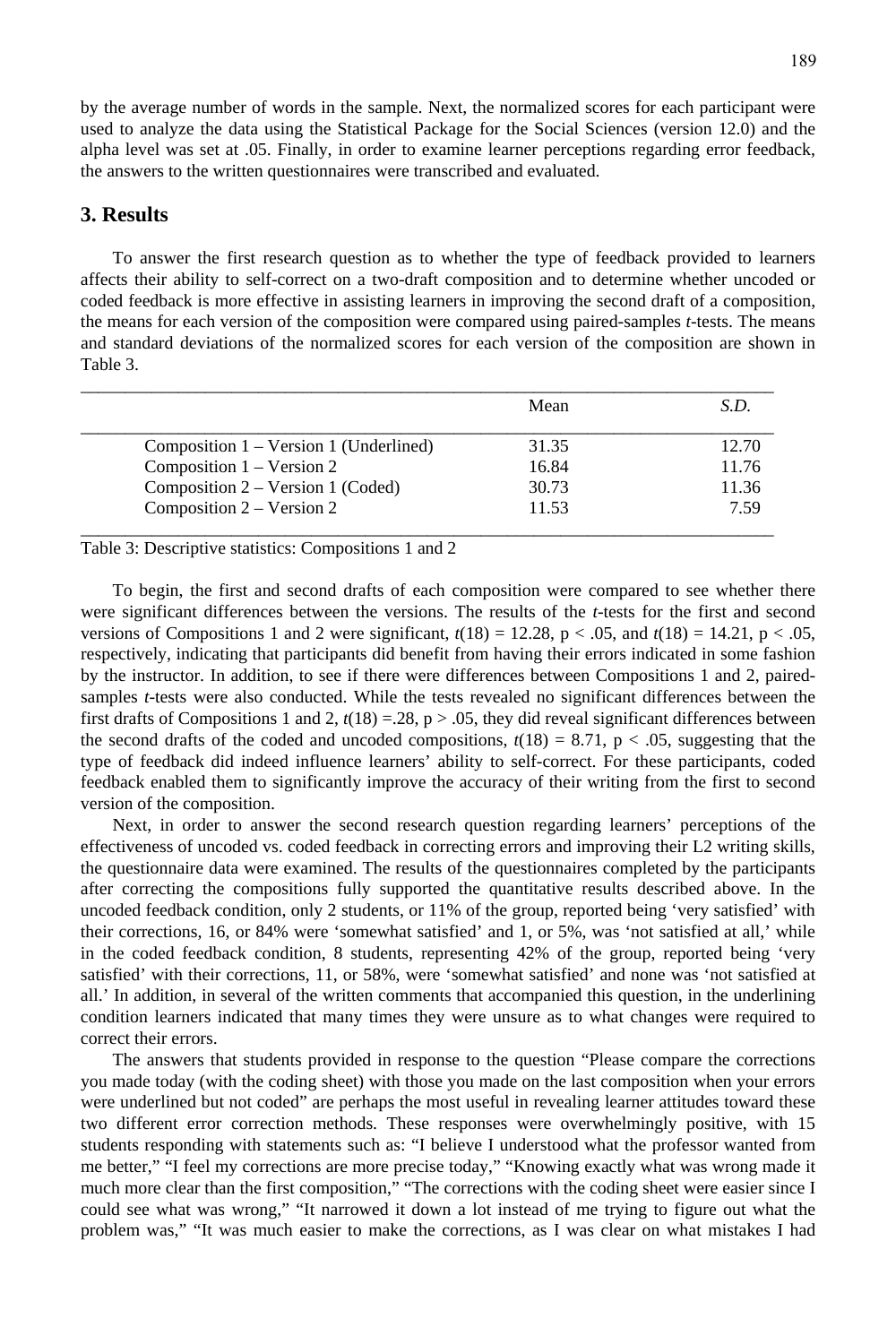by the average number of words in the sample. Next, the normalized scores for each participant were used to analyze the data using the Statistical Package for the Social Sciences (version 12.0) and the alpha level was set at .05. Finally, in order to examine learner perceptions regarding error feedback, the answers to the written questionnaires were transcribed and evaluated.

## 3. Results

To answer the first research question as to whether the type of feedback provided to learners affects their ability to self-correct on a two-draft composition and to determine whether uncoded or coded feedback is more effective in assisting learners in improving the second draft of a composition, the means for each version of the composition were compared using paired-samples *t*-tests. The means and standard deviations of the normalized scores for each version of the composition are shown in Table 3.

| | Mean | *S.D.* |
|---|---|---|
| Composition 1 – Version 1 (Underlined) | 31.35 | 12.70 |
| Composition 1 – Version 2 | 16.84 | 11.76 |
| Composition 2 – Version 1 (Coded) | 30.73 | 11.36 |
| Composition 2 – Version 2 | 11.53 | 7.59 |

Table 3: Descriptive statistics: Compositions 1 and 2

To begin, the first and second drafts of each composition were compared to see whether there were significant differences between the versions. The results of the *t*-tests for the first and second versions of Compositions 1 and 2 were significant, $t(18) = 12.28$, $p < .05$, and $t(18) = 14.21$, $p < .05$, respectively, indicating that participants did benefit from having their errors indicated in some fashion by the instructor. In addition, to see if there were differences between Compositions 1 and 2, paired-samples *t*-tests were also conducted. While the tests revealed no significant differences between the first drafts of Compositions 1 and 2, $t(18) = .28$, $p > .05$, they did reveal significant differences between the second drafts of the coded and uncoded compositions, $t(18) = 8.71$, $p < .05$, suggesting that the type of feedback did indeed influence learners' ability to self-correct. For these participants, coded feedback enabled them to significantly improve the accuracy of their writing from the first to second version of the composition.

Next, in order to answer the second research question regarding learners' perceptions of the effectiveness of uncoded vs. coded feedback in correcting errors and improving their L2 writing skills, the questionnaire data were examined. The results of the questionnaires completed by the participants after correcting the compositions fully supported the quantitative results described above. In the uncoded feedback condition, only 2 students, or 11% of the group, reported being 'very satisfied' with their corrections, 16, or 84% were 'somewhat satisfied' and 1, or 5%, was 'not satisfied at all,' while in the coded feedback condition, 8 students, representing 42% of the group, reported being 'very satisfied' with their corrections, 11, or 58%, were 'somewhat satisfied' and none was 'not satisfied at all.' In addition, in several of the written comments that accompanied this question, in the underlining condition learners indicated that many times they were unsure as to what changes were required to correct their errors.

The answers that students provided in response to the question "Please compare the corrections you made today (with the coding sheet) with those you made on the last composition when your errors were underlined but not coded" are perhaps the most useful in revealing learner attitudes toward these two different error correction methods. These responses were overwhelmingly positive, with 15 students responding with statements such as: "I believe I understood what the professor wanted from me better," "I feel my corrections are more precise today," "Knowing exactly what was wrong made it much more clear than the first composition," "The corrections with the coding sheet were easier since I could see what was wrong," "It narrowed it down a lot instead of me trying to figure out what the problem was," "It was much easier to make the corrections, as I was clear on what mistakes I had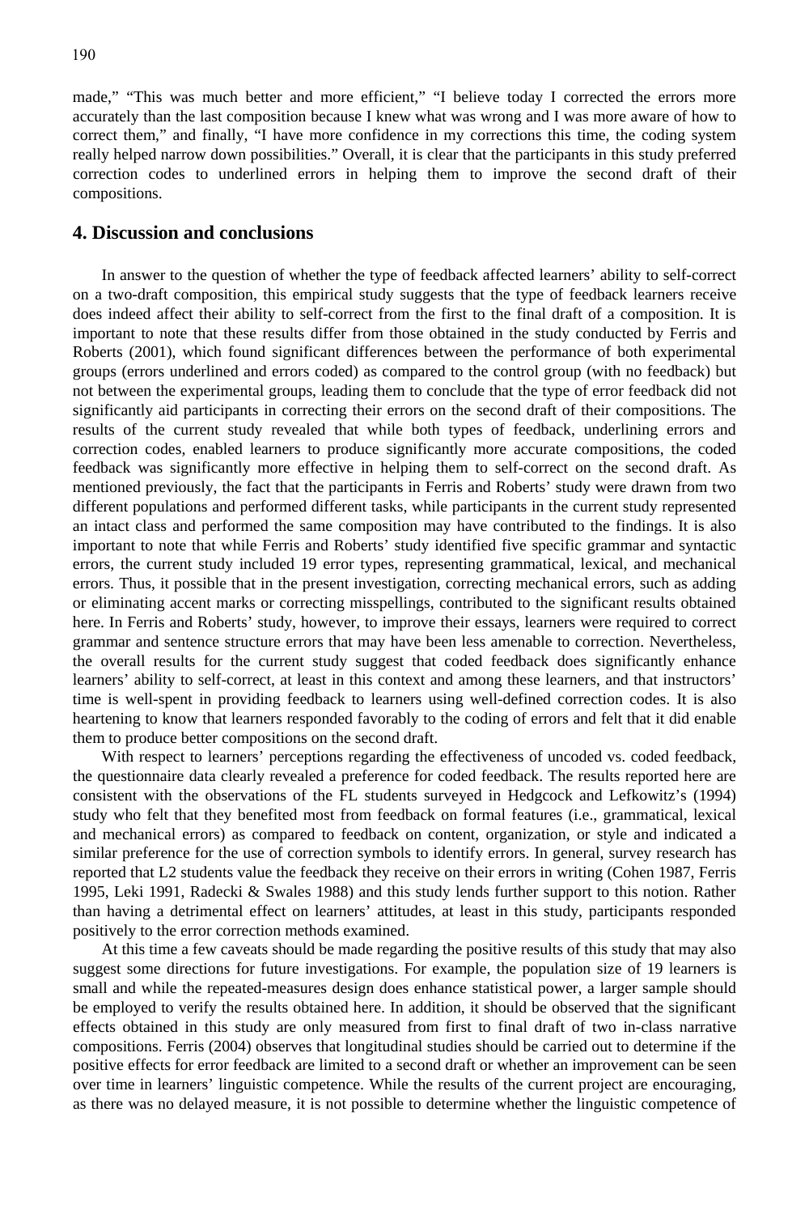made," "This was much better and more efficient," "I believe today I corrected the errors more accurately than the last composition because I knew what was wrong and I was more aware of how to correct them," and finally, "I have more confidence in my corrections this time, the coding system really helped narrow down possibilities." Overall, it is clear that the participants in this study preferred correction codes to underlined errors in helping them to improve the second draft of their compositions.

## 4. Discussion and conclusions

In answer to the question of whether the type of feedback affected learners' ability to self-correct on a two-draft composition, this empirical study suggests that the type of feedback learners receive does indeed affect their ability to self-correct from the first to the final draft of a composition. It is important to note that these results differ from those obtained in the study conducted by Ferris and Roberts (2001), which found significant differences between the performance of both experimental groups (errors underlined and errors coded) as compared to the control group (with no feedback) but not between the experimental groups, leading them to conclude that the type of error feedback did not significantly aid participants in correcting their errors on the second draft of their compositions. The results of the current study revealed that while both types of feedback, underlining errors and correction codes, enabled learners to produce significantly more accurate compositions, the coded feedback was significantly more effective in helping them to self-correct on the second draft. As mentioned previously, the fact that the participants in Ferris and Roberts' study were drawn from two different populations and performed different tasks, while participants in the current study represented an intact class and performed the same composition may have contributed to the findings. It is also important to note that while Ferris and Roberts' study identified five specific grammar and syntactic errors, the current study included 19 error types, representing grammatical, lexical, and mechanical errors. Thus, it possible that in the present investigation, correcting mechanical errors, such as adding or eliminating accent marks or correcting misspellings, contributed to the significant results obtained here. In Ferris and Roberts' study, however, to improve their essays, learners were required to correct grammar and sentence structure errors that may have been less amenable to correction. Nevertheless, the overall results for the current study suggest that coded feedback does significantly enhance learners' ability to self-correct, at least in this context and among these learners, and that instructors' time is well-spent in providing feedback to learners using well-defined correction codes. It is also heartening to know that learners responded favorably to the coding of errors and felt that it did enable them to produce better compositions on the second draft.

With respect to learners' perceptions regarding the effectiveness of uncoded vs. coded feedback, the questionnaire data clearly revealed a preference for coded feedback. The results reported here are consistent with the observations of the FL students surveyed in Hedgcock and Lefkowitz's (1994) study who felt that they benefited most from feedback on formal features (i.e., grammatical, lexical and mechanical errors) as compared to feedback on content, organization, or style and indicated a similar preference for the use of correction symbols to identify errors. In general, survey research has reported that L2 students value the feedback they receive on their errors in writing (Cohen 1987, Ferris 1995, Leki 1991, Radecki & Swales 1988) and this study lends further support to this notion. Rather than having a detrimental effect on learners' attitudes, at least in this study, participants responded positively to the error correction methods examined.

At this time a few caveats should be made regarding the positive results of this study that may also suggest some directions for future investigations. For example, the population size of 19 learners is small and while the repeated-measures design does enhance statistical power, a larger sample should be employed to verify the results obtained here. In addition, it should be observed that the significant effects obtained in this study are only measured from first to final draft of two in-class narrative compositions. Ferris (2004) observes that longitudinal studies should be carried out to determine if the positive effects for error feedback are limited to a second draft or whether an improvement can be seen over time in learners' linguistic competence. While the results of the current project are encouraging, as there was no delayed measure, it is not possible to determine whether the linguistic competence of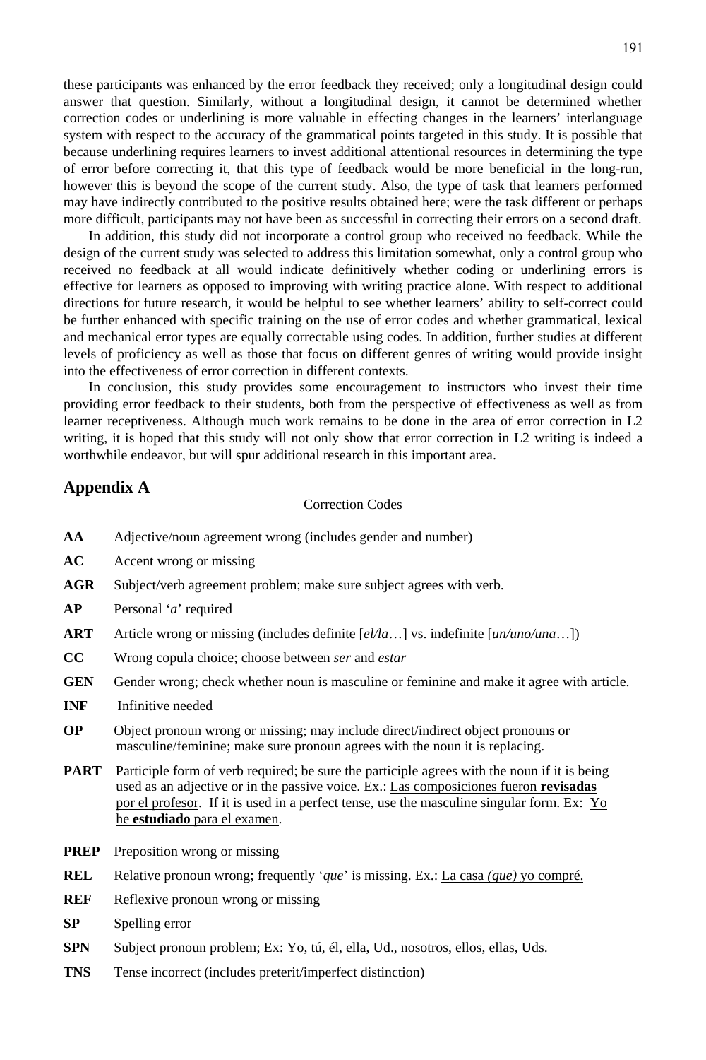these participants was enhanced by the error feedback they received; only a longitudinal design could answer that question. Similarly, without a longitudinal design, it cannot be determined whether correction codes or underlining is more valuable in effecting changes in the learners' interlanguage system with respect to the accuracy of the grammatical points targeted in this study. It is possible that because underlining requires learners to invest additional attentional resources in determining the type of error before correcting it, that this type of feedback would be more beneficial in the long-run, however this is beyond the scope of the current study. Also, the type of task that learners performed may have indirectly contributed to the positive results obtained here; were the task different or perhaps more difficult, participants may not have been as successful in correcting their errors on a second draft.

In addition, this study did not incorporate a control group who received no feedback. While the design of the current study was selected to address this limitation somewhat, only a control group who received no feedback at all would indicate definitively whether coding or underlining errors is effective for learners as opposed to improving with writing practice alone. With respect to additional directions for future research, it would be helpful to see whether learners' ability to self-correct could be further enhanced with specific training on the use of error codes and whether grammatical, lexical and mechanical error types are equally correctable using codes. In addition, further studies at different levels of proficiency as well as those that focus on different genres of writing would provide insight into the effectiveness of error correction in different contexts.

In conclusion, this study provides some encouragement to instructors who invest their time providing error feedback to their students, both from the perspective of effectiveness as well as from learner receptiveness. Although much work remains to be done in the area of error correction in L2 writing, it is hoped that this study will not only show that error correction in L2 writing is indeed a worthwhile endeavor, but will spur additional research in this important area.

## Appendix A

Correction Codes

**AA** Adjective/noun agreement wrong (includes gender and number)

**AC** Accent wrong or missing

**AGR** Subject/verb agreement problem; make sure subject agrees with verb.

**AP** Personal '*a*' required

**ART** Article wrong or missing (includes definite [*el/la*…] vs. indefinite [*un/uno/una*…])

**CC** Wrong copula choice; choose between *ser* and *estar*

**GEN** Gender wrong; check whether noun is masculine or feminine and make it agree with article.

**INF** Infinitive needed

**OP** Object pronoun wrong or missing; may include direct/indirect object pronouns or masculine/feminine; make sure pronoun agrees with the noun it is replacing.

**PART** Participle form of verb required; be sure the participle agrees with the noun if it is being used as an adjective or in the passive voice. Ex.: <u>Las composiciones fueron **revisadas** por el profesor</u>. If it is used in a perfect tense, use the masculine singular form. Ex: <u>Yo he **estudiado** para el examen</u>.

**PREP** Preposition wrong or missing

**REL** Relative pronoun wrong; frequently '*que*' is missing. Ex.: <u>La casa *(que)* yo compré.</u>

**REF** Reflexive pronoun wrong or missing

**SP** Spelling error

**SPN** Subject pronoun problem; Ex: Yo, tú, él, ella, Ud., nosotros, ellos, ellas, Uds.

**TNS** Tense incorrect (includes preterit/imperfect distinction)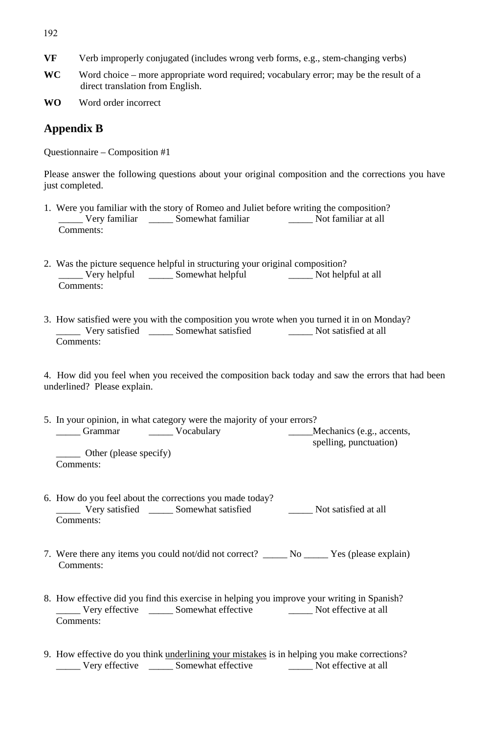**VF** Verb improperly conjugated (includes wrong verb forms, e.g., stem-changing verbs)

**WC** Word choice – more appropriate word required; vocabulary error; may be the result of a direct translation from English.

**WO** Word order incorrect

## Appendix B

Questionnaire – Composition #1

Please answer the following questions about your original composition and the corrections you have just completed.

1. Were you familiar with the story of Romeo and Juliet before writing the composition?
   _____ Very familiar _____ Somewhat familiar _____ Not familiar at all
   Comments:

2. Was the picture sequence helpful in structuring your original composition?
   _____ Very helpful _____ Somewhat helpful _____ Not helpful at all
   Comments:

3. How satisfied were you with the composition you wrote when you turned it in on Monday?
   _____ Very satisfied _____ Somewhat satisfied _____ Not satisfied at all
   Comments:

4. How did you feel when you received the composition back today and saw the errors that had been underlined? Please explain.

5. In your opinion, in what category were the majority of your errors?
   _____ Grammar _____ Vocabulary _____Mechanics (e.g., accents, spelling, punctuation)
   _____ Other (please specify)
   Comments:

6. How do you feel about the corrections you made today?
   _____ Very satisfied _____ Somewhat satisfied _____ Not satisfied at all
   Comments:

7. Were there any items you could not/did not correct? _____ No _____ Yes (please explain)
   Comments:

8. How effective did you find this exercise in helping you improve your writing in Spanish?
   _____ Very effective _____ Somewhat effective _____ Not effective at all
   Comments:

9. How effective do you think <u>underlining your mistakes</u> is in helping you make corrections?
   _____ Very effective _____ Somewhat effective _____ Not effective at all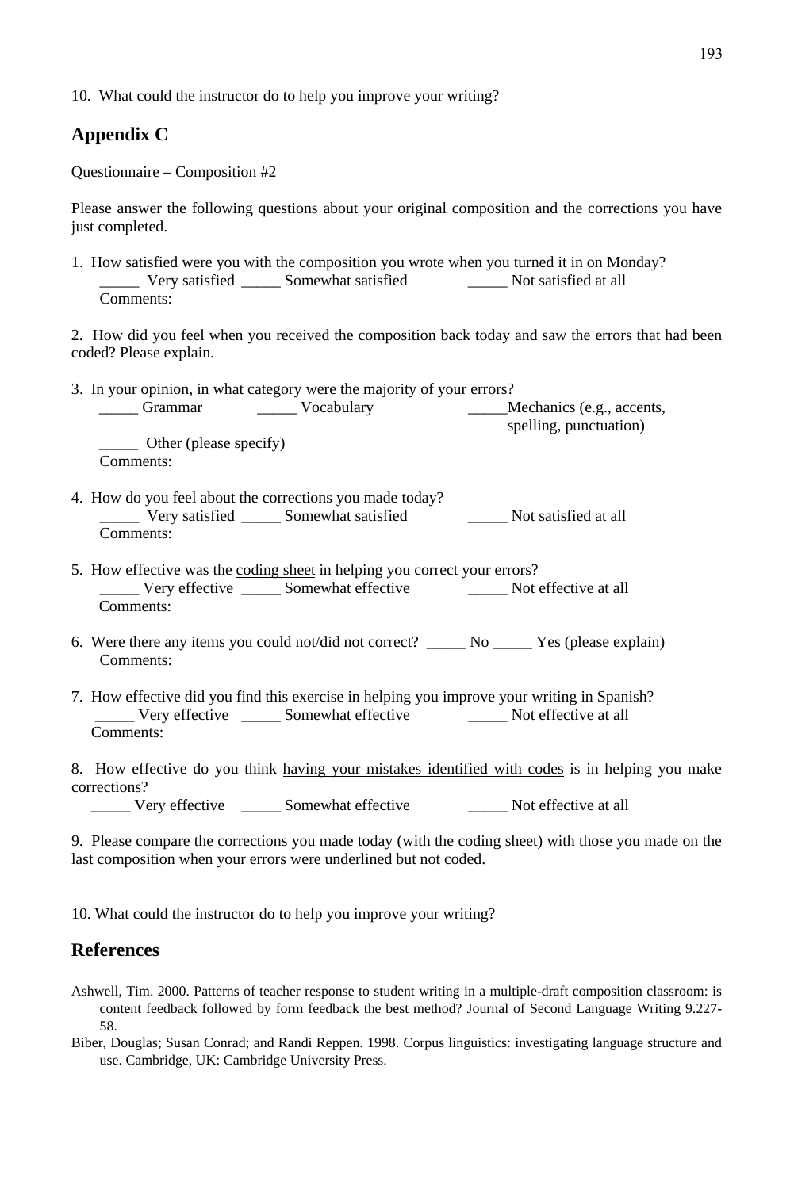10. What could the instructor do to help you improve your writing?

## Appendix C

Questionnaire – Composition #2

Please answer the following questions about your original composition and the corrections you have just completed.

1. How satisfied were you with the composition you wrote when you turned it in on Monday?
   _____ Very satisfied _____ Somewhat satisfied _____ Not satisfied at all
   Comments:

2. How did you feel when you received the composition back today and saw the errors that had been coded? Please explain.

3. In your opinion, in what category were the majority of your errors?
   _____ Grammar _____ Vocabulary _____Mechanics (e.g., accents, spelling, punctuation)
   _____ Other (please specify)
   Comments:

4. How do you feel about the corrections you made today?
   _____ Very satisfied _____ Somewhat satisfied _____ Not satisfied at all
   Comments:

5. How effective was the <u>coding sheet</u> in helping you correct your errors?
   _____ Very effective _____ Somewhat effective _____ Not effective at all
   Comments:

6. Were there any items you could not/did not correct? _____ No _____ Yes (please explain)
   Comments:

7. How effective did you find this exercise in helping you improve your writing in Spanish?
   _____ Very effective _____ Somewhat effective _____ Not effective at all
   Comments:

8. How effective do you think <u>having your mistakes identified with codes</u> is in helping you make corrections?
   _____ Very effective _____ Somewhat effective _____ Not effective at all

9. Please compare the corrections you made today (with the coding sheet) with those you made on the last composition when your errors were underlined but not coded.

10. What could the instructor do to help you improve your writing?

## References

Ashwell, Tim. 2000. Patterns of teacher response to student writing in a multiple-draft composition classroom: is content feedback followed by form feedback the best method? Journal of Second Language Writing 9.227-58.

Biber, Douglas; Susan Conrad; and Randi Reppen. 1998. Corpus linguistics: investigating language structure and use. Cambridge, UK: Cambridge University Press.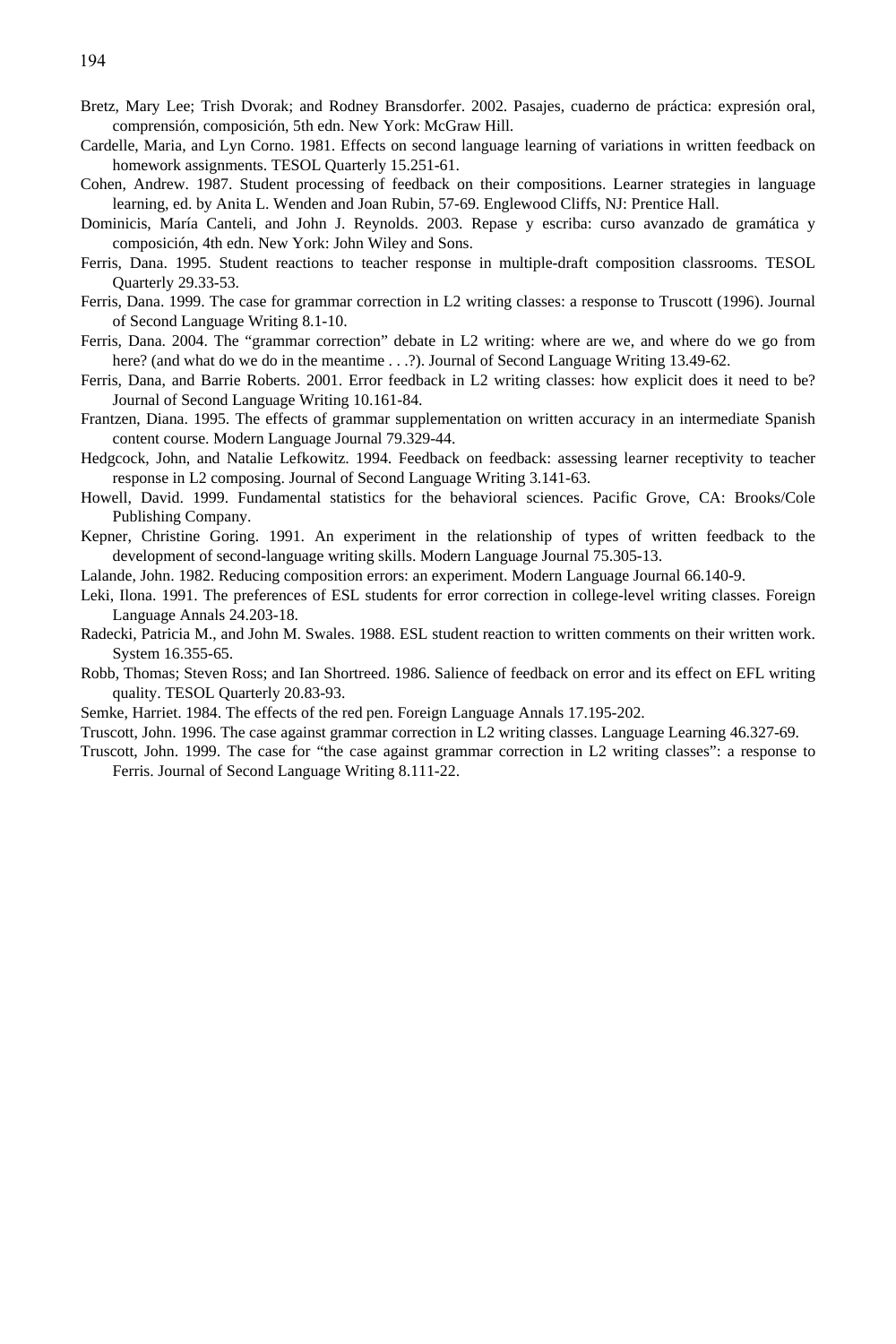Bretz, Mary Lee; Trish Dvorak; and Rodney Bransdorfer. 2002. Pasajes, cuaderno de práctica: expresión oral, comprensión, composición, 5th edn. New York: McGraw Hill.

Cardelle, Maria, and Lyn Corno. 1981. Effects on second language learning of variations in written feedback on homework assignments. TESOL Quarterly 15.251-61.

Cohen, Andrew. 1987. Student processing of feedback on their compositions. Learner strategies in language learning, ed. by Anita L. Wenden and Joan Rubin, 57-69. Englewood Cliffs, NJ: Prentice Hall.

Dominicis, María Canteli, and John J. Reynolds. 2003. Repase y escriba: curso avanzado de gramática y composición, 4th edn. New York: John Wiley and Sons.

Ferris, Dana. 1995. Student reactions to teacher response in multiple-draft composition classrooms. TESOL Quarterly 29.33-53.

Ferris, Dana. 1999. The case for grammar correction in L2 writing classes: a response to Truscott (1996). Journal of Second Language Writing 8.1-10.

Ferris, Dana. 2004. The "grammar correction" debate in L2 writing: where are we, and where do we go from here? (and what do we do in the meantime . . .?). Journal of Second Language Writing 13.49-62.

Ferris, Dana, and Barrie Roberts. 2001. Error feedback in L2 writing classes: how explicit does it need to be? Journal of Second Language Writing 10.161-84.

Frantzen, Diana. 1995. The effects of grammar supplementation on written accuracy in an intermediate Spanish content course. Modern Language Journal 79.329-44.

Hedgcock, John, and Natalie Lefkowitz. 1994. Feedback on feedback: assessing learner receptivity to teacher response in L2 composing. Journal of Second Language Writing 3.141-63.

Howell, David. 1999. Fundamental statistics for the behavioral sciences. Pacific Grove, CA: Brooks/Cole Publishing Company.

Kepner, Christine Goring. 1991. An experiment in the relationship of types of written feedback to the development of second-language writing skills. Modern Language Journal 75.305-13.

Lalande, John. 1982. Reducing composition errors: an experiment. Modern Language Journal 66.140-9.

Leki, Ilona. 1991. The preferences of ESL students for error correction in college-level writing classes. Foreign Language Annals 24.203-18.

Radecki, Patricia M., and John M. Swales. 1988. ESL student reaction to written comments on their written work. System 16.355-65.

Robb, Thomas; Steven Ross; and Ian Shortreed. 1986. Salience of feedback on error and its effect on EFL writing quality. TESOL Quarterly 20.83-93.

Semke, Harriet. 1984. The effects of the red pen. Foreign Language Annals 17.195-202.

Truscott, John. 1996. The case against grammar correction in L2 writing classes. Language Learning 46.327-69.

Truscott, John. 1999. The case for "the case against grammar correction in L2 writing classes": a response to Ferris. Journal of Second Language Writing 8.111-22.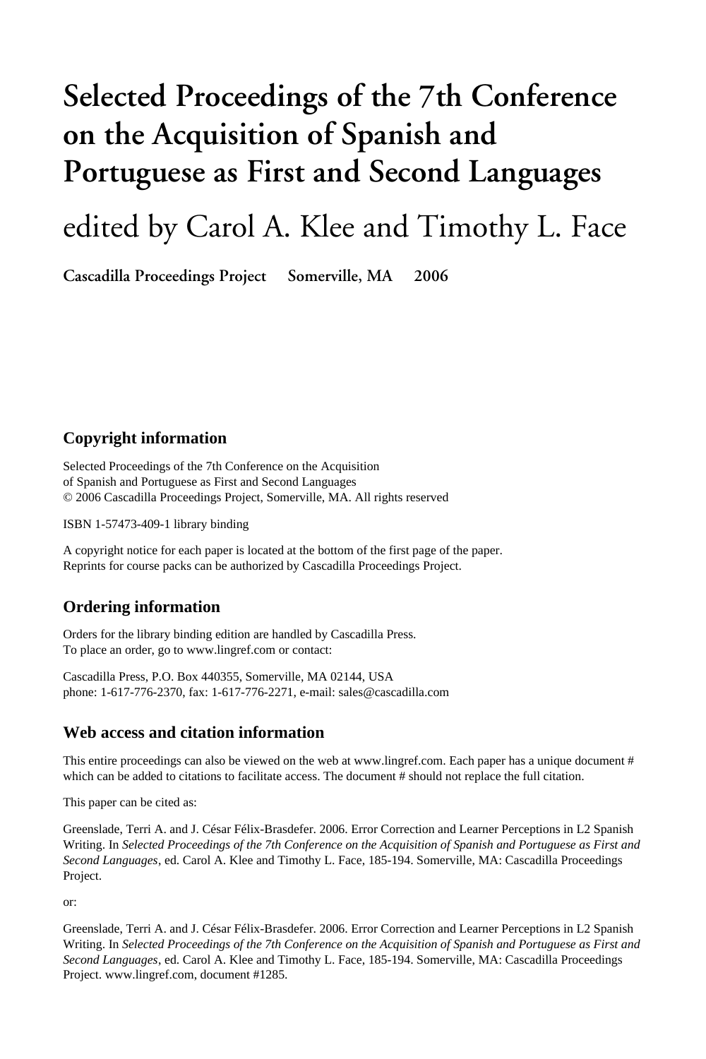# Selected Proceedings of the 7th Conference on the Acquisition of Spanish and Portuguese as First and Second Languages

edited by Carol A. Klee and Timothy L. Face

**Cascadilla Proceedings Project Somerville, MA 2006**

## Copyright information

Selected Proceedings of the 7th Conference on the Acquisition
of Spanish and Portuguese as First and Second Languages
© 2006 Cascadilla Proceedings Project, Somerville, MA. All rights reserved

ISBN 1-57473-409-1 library binding

A copyright notice for each paper is located at the bottom of the first page of the paper.
Reprints for course packs can be authorized by Cascadilla Proceedings Project.

## Ordering information

Orders for the library binding edition are handled by Cascadilla Press.
To place an order, go to www.lingref.com or contact:

Cascadilla Press, P.O. Box 440355, Somerville, MA 02144, USA
phone: 1-617-776-2370, fax: 1-617-776-2271, e-mail: sales@cascadilla.com

## Web access and citation information

This entire proceedings can also be viewed on the web at www.lingref.com. Each paper has a unique document # which can be added to citations to facilitate access. The document # should not replace the full citation.

This paper can be cited as:

Greenslade, Terri A. and J. César Félix-Brasdefer. 2006. Error Correction and Learner Perceptions in L2 Spanish Writing. In *Selected Proceedings of the 7th Conference on the Acquisition of Spanish and Portuguese as First and Second Languages*, ed. Carol A. Klee and Timothy L. Face, 185-194. Somerville, MA: Cascadilla Proceedings Project.

or:

Greenslade, Terri A. and J. César Félix-Brasdefer. 2006. Error Correction and Learner Perceptions in L2 Spanish Writing. In *Selected Proceedings of the 7th Conference on the Acquisition of Spanish and Portuguese as First and Second Languages*, ed. Carol A. Klee and Timothy L. Face, 185-194. Somerville, MA: Cascadilla Proceedings Project. www.lingref.com, document #1285.